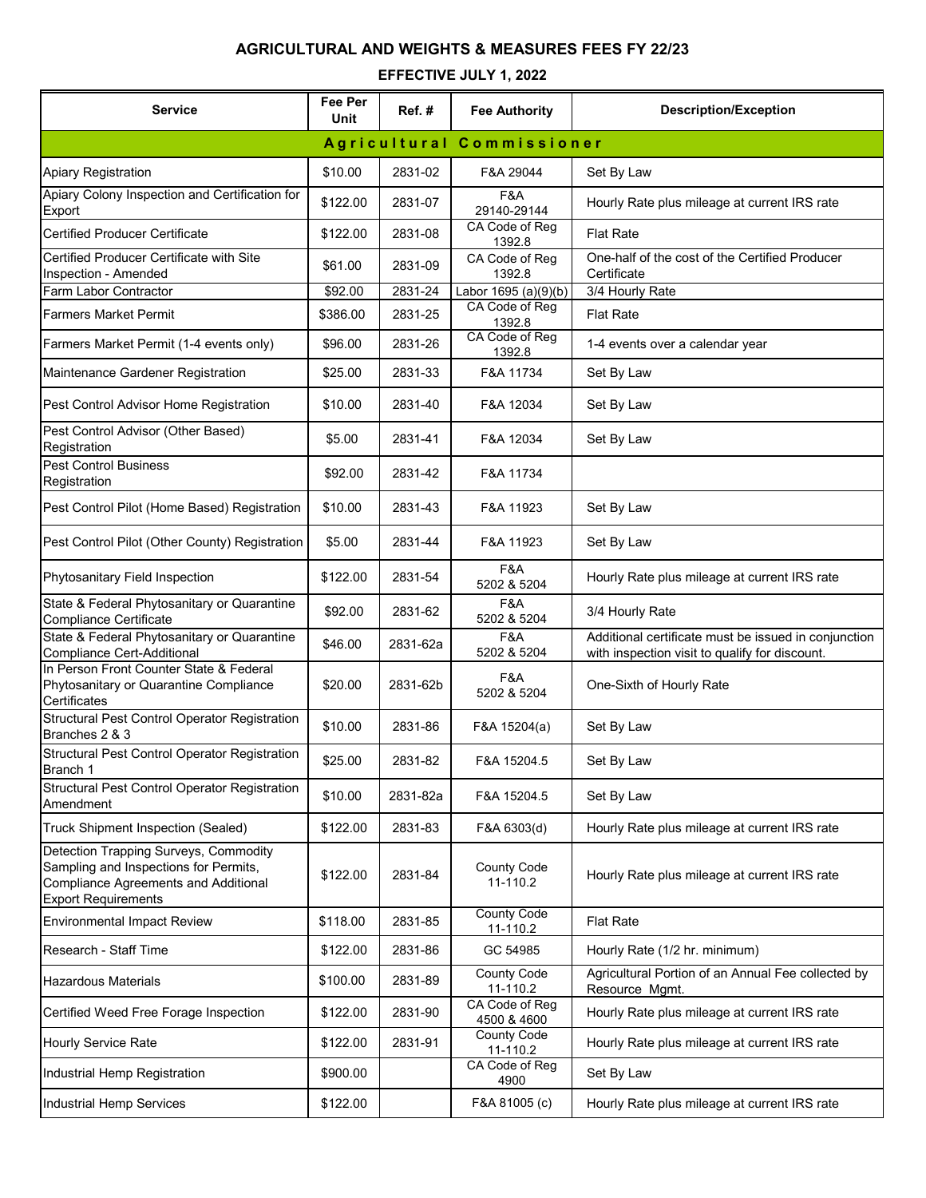# AGRICULTURAL AND WEIGHTS & MEASURES FEES FY 22/23

## EFFECTIVE JULY 1, 2022

| Service | Fee Per Unit | Ref. # | Fee Authority | Description/Exception |
|---|---|---|---|---|
| **Agricultural Commissioner** | | | | |
| Apiary Registration | $10.00 | 2831-02 | F&A 29044 | Set By Law |
| Apiary Colony Inspection and Certification for Export | $122.00 | 2831-07 | F&A 29140-29144 | Hourly Rate plus mileage at current IRS rate |
| Certified Producer Certificate | $122.00 | 2831-08 | CA Code of Reg 1392.8 | Flat Rate |
| Certified Producer Certificate with Site Inspection - Amended | $61.00 | 2831-09 | CA Code of Reg 1392.8 | One-half of the cost of the Certified Producer Certificate |
| Farm Labor Contractor | $92.00 | 2831-24 | Labor 1695 (a)(9)(b) | 3/4 Hourly Rate |
| Farmers Market Permit | $386.00 | 2831-25 | CA Code of Reg 1392.8 | Flat Rate |
| Farmers Market Permit (1-4 events only) | $96.00 | 2831-26 | CA Code of Reg 1392.8 | 1-4 events over a calendar year |
| Maintenance Gardener Registration | $25.00 | 2831-33 | F&A 11734 | Set By Law |
| Pest Control Advisor Home Registration | $10.00 | 2831-40 | F&A 12034 | Set By Law |
| Pest Control Advisor (Other Based) Registration | $5.00 | 2831-41 | F&A 12034 | Set By Law |
| Pest Control Business Registration | $92.00 | 2831-42 | F&A 11734 | |
| Pest Control Pilot (Home Based) Registration | $10.00 | 2831-43 | F&A 11923 | Set By Law |
| Pest Control Pilot (Other County) Registration | $5.00 | 2831-44 | F&A 11923 | Set By Law |
| Phytosanitary Field Inspection | $122.00 | 2831-54 | F&A 5202 & 5204 | Hourly Rate plus mileage at current IRS rate |
| State & Federal Phytosanitary or Quarantine Compliance Certificate | $92.00 | 2831-62 | F&A 5202 & 5204 | 3/4 Hourly Rate |
| State & Federal Phytosanitary or Quarantine Compliance Cert-Additional | $46.00 | 2831-62a | F&A 5202 & 5204 | Additional certificate must be issued in conjunction with inspection visit to qualify for discount. |
| In Person Front Counter State & Federal Phytosanitary or Quarantine Compliance Certificates | $20.00 | 2831-62b | F&A 5202 & 5204 | One-Sixth of Hourly Rate |
| Structural Pest Control Operator Registration Branches 2 & 3 | $10.00 | 2831-86 | F&A 15204(a) | Set By Law |
| Structural Pest Control Operator Registration Branch 1 | $25.00 | 2831-82 | F&A 15204.5 | Set By Law |
| Structural Pest Control Operator Registration Amendment | $10.00 | 2831-82a | F&A 15204.5 | Set By Law |
| Truck Shipment Inspection (Sealed) | $122.00 | 2831-83 | F&A 6303(d) | Hourly Rate plus mileage at current IRS rate |
| Detection Trapping Surveys, Commodity Sampling and Inspections for Permits, Compliance Agreements and Additional Export Requirements | $122.00 | 2831-84 | County Code 11-110.2 | Hourly Rate plus mileage at current IRS rate |
| Environmental Impact Review | $118.00 | 2831-85 | County Code 11-110.2 | Flat Rate |
| Research - Staff Time | $122.00 | 2831-86 | GC 54985 | Hourly Rate (1/2 hr. minimum) |
| Hazardous Materials | $100.00 | 2831-89 | County Code 11-110.2 | Agricultural Portion of an Annual Fee collected by Resource Mgmt. |
| Certified Weed Free Forage Inspection | $122.00 | 2831-90 | CA Code of Reg 4500 & 4600 | Hourly Rate plus mileage at current IRS rate |
| Hourly Service Rate | $122.00 | 2831-91 | County Code 11-110.2 | Hourly Rate plus mileage at current IRS rate |
| Industrial Hemp Registration | $900.00 | | CA Code of Reg 4900 | Set By Law |
| Industrial Hemp Services | $122.00 | | F&A 81005 (c) | Hourly Rate plus mileage at current IRS rate |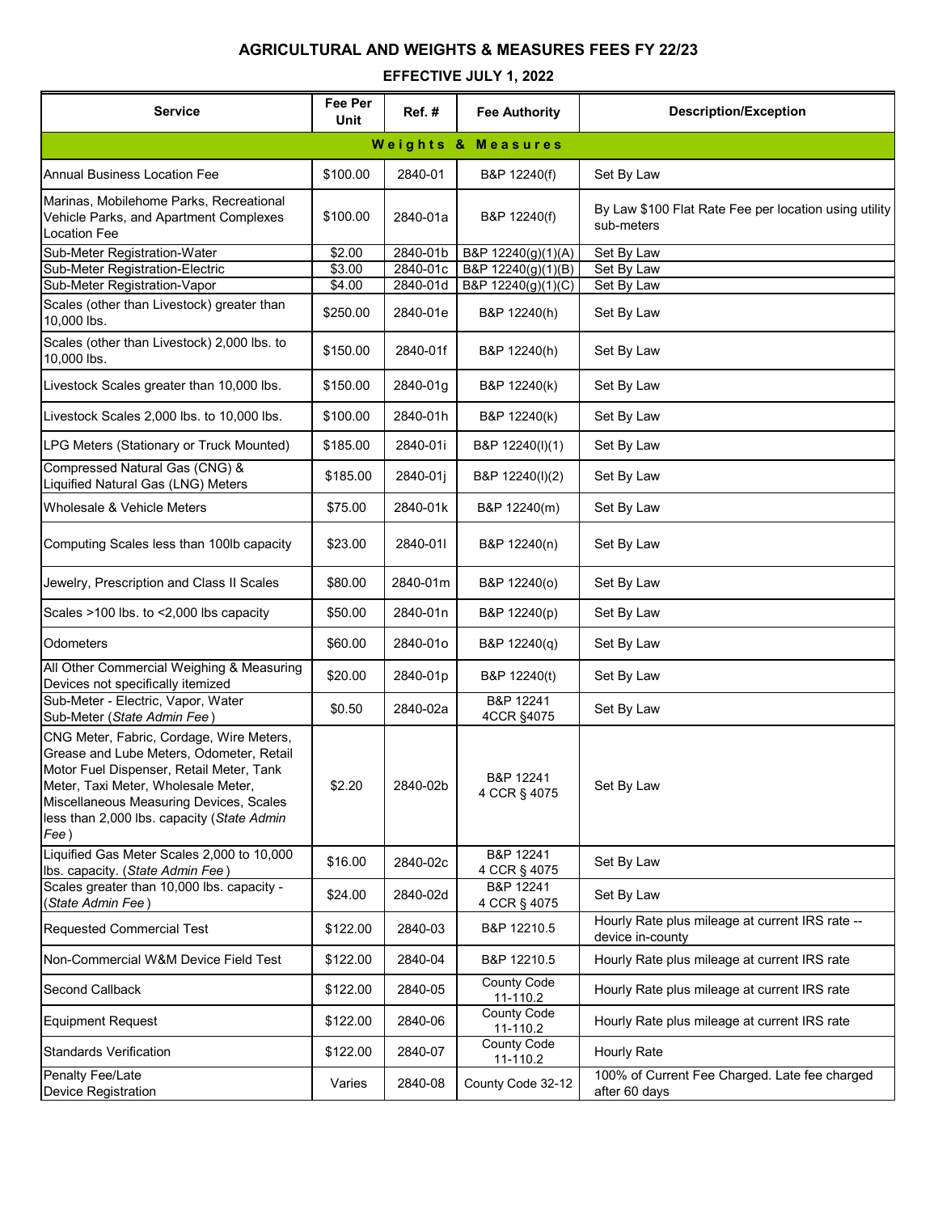# AGRICULTURAL AND WEIGHTS & MEASURES FEES FY 22/23

## EFFECTIVE JULY 1, 2022

| Service | Fee Per Unit | Ref. # | Fee Authority | Description/Exception |
|---|---|---|---|---|
| **Weights & Measures** | | | | |
| Annual Business Location Fee | $100.00 | 2840-01 | B&P 12240(f) | Set By Law |
| Marinas, Mobilehome Parks, Recreational Vehicle Parks, and Apartment Complexes Location Fee | $100.00 | 2840-01a | B&P 12240(f) | By Law $100 Flat Rate Fee per location using utility sub-meters |
| Sub-Meter Registration-Water | $2.00 | 2840-01b | B&P 12240(g)(1)(A) | Set By Law |
| Sub-Meter Registration-Electric | $3.00 | 2840-01c | B&P 12240(g)(1)(B) | Set By Law |
| Sub-Meter Registration-Vapor | $4.00 | 2840-01d | B&P 12240(g)(1)(C) | Set By Law |
| Scales (other than Livestock) greater than 10,000 lbs. | $250.00 | 2840-01e | B&P 12240(h) | Set By Law |
| Scales (other than Livestock) 2,000 lbs. to 10,000 lbs. | $150.00 | 2840-01f | B&P 12240(h) | Set By Law |
| Livestock Scales greater than 10,000 lbs. | $150.00 | 2840-01g | B&P 12240(k) | Set By Law |
| Livestock Scales 2,000 lbs. to 10,000 lbs. | $100.00 | 2840-01h | B&P 12240(k) | Set By Law |
| LPG Meters (Stationary or Truck Mounted) | $185.00 | 2840-01i | B&P 12240(l)(1) | Set By Law |
| Compressed Natural Gas (CNG) & Liquified Natural Gas (LNG) Meters | $185.00 | 2840-01j | B&P 12240(l)(2) | Set By Law |
| Wholesale & Vehicle Meters | $75.00 | 2840-01k | B&P 12240(m) | Set By Law |
| Computing Scales less than 100lb capacity | $23.00 | 2840-01l | B&P 12240(n) | Set By Law |
| Jewelry, Prescription and Class II Scales | $80.00 | 2840-01m | B&P 12240(o) | Set By Law |
| Scales >100 lbs. to <2,000 lbs capacity | $50.00 | 2840-01n | B&P 12240(p) | Set By Law |
| Odometers | $60.00 | 2840-01o | B&P 12240(q) | Set By Law |
| All Other Commercial Weighing & Measuring Devices not specifically itemized | $20.00 | 2840-01p | B&P 12240(t) | Set By Law |
| Sub-Meter - Electric, Vapor, Water Sub-Meter (*State Admin Fee*) | $0.50 | 2840-02a | B&P 12241 4CCR §4075 | Set By Law |
| CNG Meter, Fabric, Cordage, Wire Meters, Grease and Lube Meters, Odometer, Retail Motor Fuel Dispenser, Retail Meter, Tank Meter, Taxi Meter, Wholesale Meter, Miscellaneous Measuring Devices, Scales less than 2,000 lbs. capacity (*State Admin Fee*) | $2.20 | 2840-02b | B&P 12241 4 CCR § 4075 | Set By Law |
| Liquified Gas Meter Scales 2,000 to 10,000 lbs. capacity. (*State Admin Fee*) | $16.00 | 2840-02c | B&P 12241 4 CCR § 4075 | Set By Law |
| Scales greater than 10,000 lbs. capacity - (*State Admin Fee*) | $24.00 | 2840-02d | B&P 12241 4 CCR § 4075 | Set By Law |
| Requested Commercial Test | $122.00 | 2840-03 | B&P 12210.5 | Hourly Rate plus mileage at current IRS rate -- device in-county |
| Non-Commercial W&M Device Field Test | $122.00 | 2840-04 | B&P 12210.5 | Hourly Rate plus mileage at current IRS rate |
| Second Callback | $122.00 | 2840-05 | County Code 11-110.2 | Hourly Rate plus mileage at current IRS rate |
| Equipment Request | $122.00 | 2840-06 | County Code 11-110.2 | Hourly Rate plus mileage at current IRS rate |
| Standards Verification | $122.00 | 2840-07 | County Code 11-110.2 | Hourly Rate |
| Penalty Fee/Late Device Registration | Varies | 2840-08 | County Code 32-12 | 100% of Current Fee Charged. Late fee charged after 60 days |